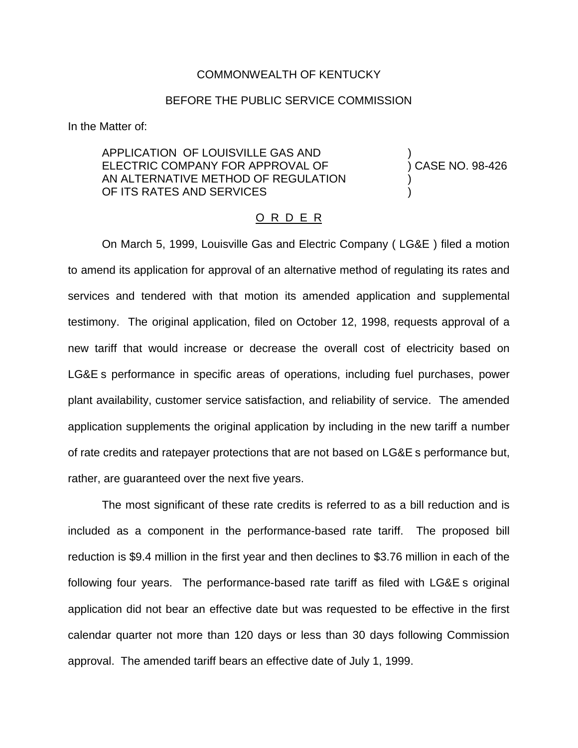COMMONWEALTH OF KENTUCKY

BEFORE THE PUBLIC SERVICE COMMISSION

In the Matter of:

APPLICATION OF LOUISVILLE GAS AND ELECTRIC COMPANY FOR APPROVAL OF AN ALTERNATIVE METHOD OF REGULATION OF ITS RATES AND SERVICES ) CASE NO. 98-426

O R D E R

On March 5, 1999, Louisville Gas and Electric Company ( LG&E ) filed a motion to amend its application for approval of an alternative method of regulating its rates and services and tendered with that motion its amended application and supplemental testimony. The original application, filed on October 12, 1998, requests approval of a new tariff that would increase or decrease the overall cost of electricity based on LG&E s performance in specific areas of operations, including fuel purchases, power plant availability, customer service satisfaction, and reliability of service. The amended application supplements the original application by including in the new tariff a number of rate credits and ratepayer protections that are not based on LG&E s performance but, rather, are guaranteed over the next five years.

The most significant of these rate credits is referred to as a bill reduction and is included as a component in the performance-based rate tariff. The proposed bill reduction is $9.4 million in the first year and then declines to $3.76 million in each of the following four years. The performance-based rate tariff as filed with LG&E s original application did not bear an effective date but was requested to be effective in the first calendar quarter not more than 120 days or less than 30 days following Commission approval. The amended tariff bears an effective date of July 1, 1999.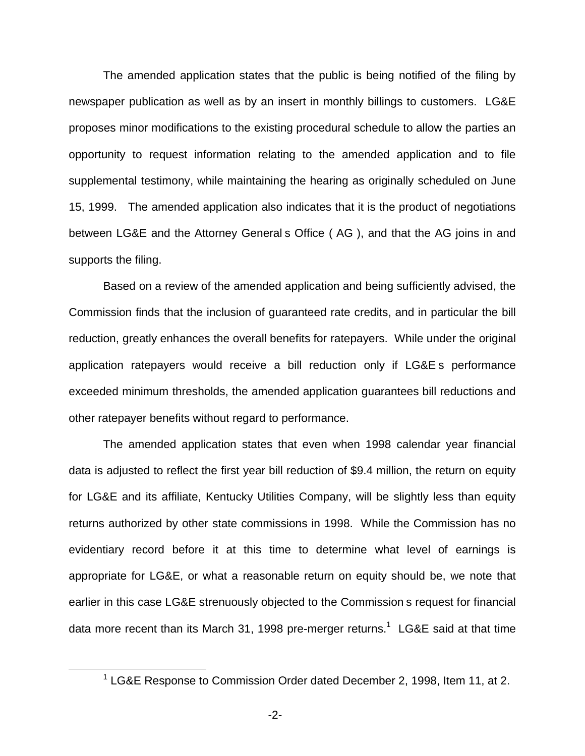The amended application states that the public is being notified of the filing by newspaper publication as well as by an insert in monthly billings to customers. LG&E proposes minor modifications to the existing procedural schedule to allow the parties an opportunity to request information relating to the amended application and to file supplemental testimony, while maintaining the hearing as originally scheduled on June 15, 1999. The amended application also indicates that it is the product of negotiations between LG&E and the Attorney General s Office ( AG ), and that the AG joins in and supports the filing.

Based on a review of the amended application and being sufficiently advised, the Commission finds that the inclusion of guaranteed rate credits, and in particular the bill reduction, greatly enhances the overall benefits for ratepayers. While under the original application ratepayers would receive a bill reduction only if LG&E s performance exceeded minimum thresholds, the amended application guarantees bill reductions and other ratepayer benefits without regard to performance.

The amended application states that even when 1998 calendar year financial data is adjusted to reflect the first year bill reduction of $9.4 million, the return on equity for LG&E and its affiliate, Kentucky Utilities Company, will be slightly less than equity returns authorized by other state commissions in 1998. While the Commission has no evidentiary record before it at this time to determine what level of earnings is appropriate for LG&E, or what a reasonable return on equity should be, we note that earlier in this case LG&E strenuously objected to the Commission s request for financial data more recent than its March 31, 1998 pre-merger returns.[1] LG&E said at that time

[1] LG&E Response to Commission Order dated December 2, 1998, Item 11, at 2.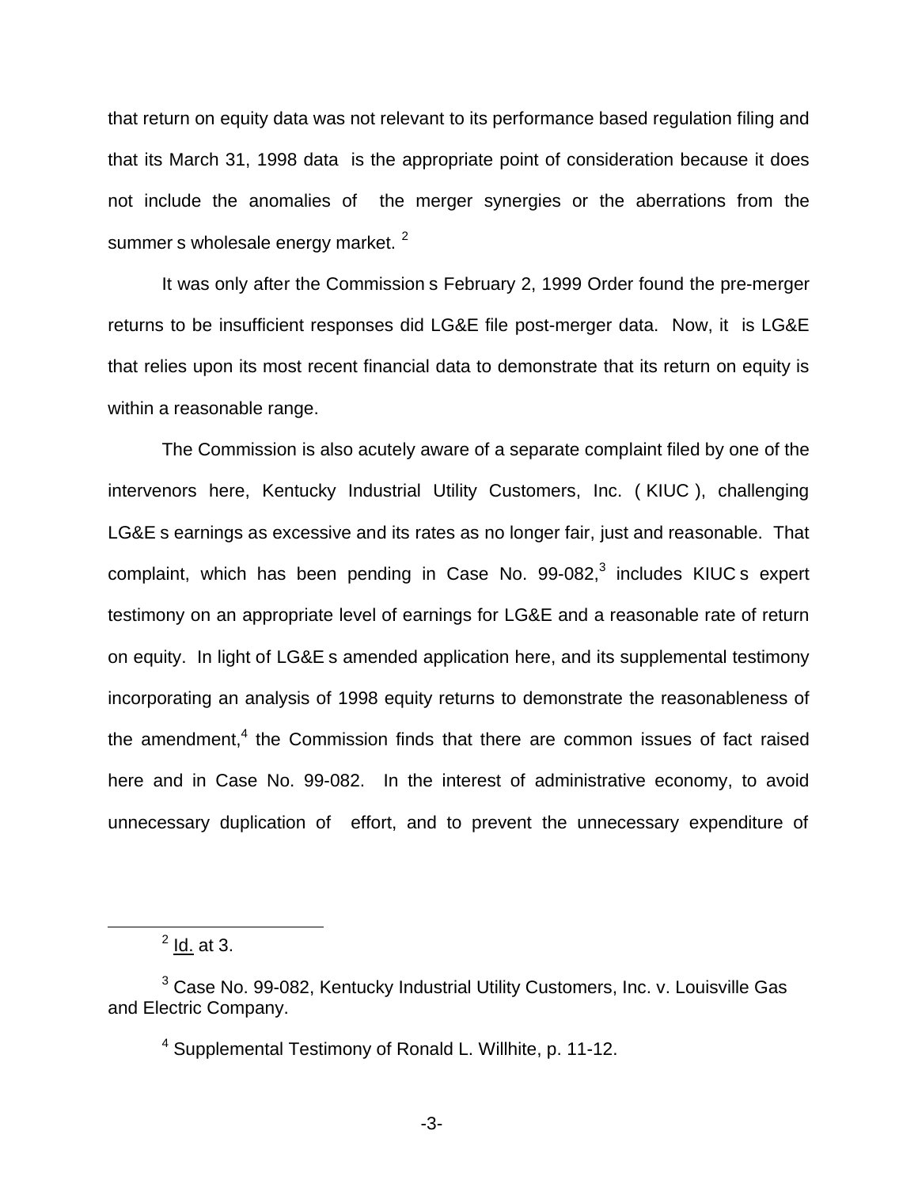that return on equity data was not relevant to its performance based regulation filing and that its March 31, 1998 data is the appropriate point of consideration because it does not include the anomalies of the merger synergies or the aberrations from the summer s wholesale energy market. [2]

It was only after the Commission s February 2, 1999 Order found the pre-merger returns to be insufficient responses did LG&E file post-merger data. Now, it is LG&E that relies upon its most recent financial data to demonstrate that its return on equity is within a reasonable range.

The Commission is also acutely aware of a separate complaint filed by one of the intervenors here, Kentucky Industrial Utility Customers, Inc. ( KIUC ), challenging LG&E s earnings as excessive and its rates as no longer fair, just and reasonable. That complaint, which has been pending in Case No. 99-082,[3] includes KIUC s expert testimony on an appropriate level of earnings for LG&E and a reasonable rate of return on equity. In light of LG&E s amended application here, and its supplemental testimony incorporating an analysis of 1998 equity returns to demonstrate the reasonableness of the amendment,[4] the Commission finds that there are common issues of fact raised here and in Case No. 99-082. In the interest of administrative economy, to avoid unnecessary duplication of effort, and to prevent the unnecessary expenditure of

---

[2] Id. at 3.

[3] Case No. 99-082, Kentucky Industrial Utility Customers, Inc. v. Louisville Gas and Electric Company.

[4] Supplemental Testimony of Ronald L. Willhite, p. 11-12.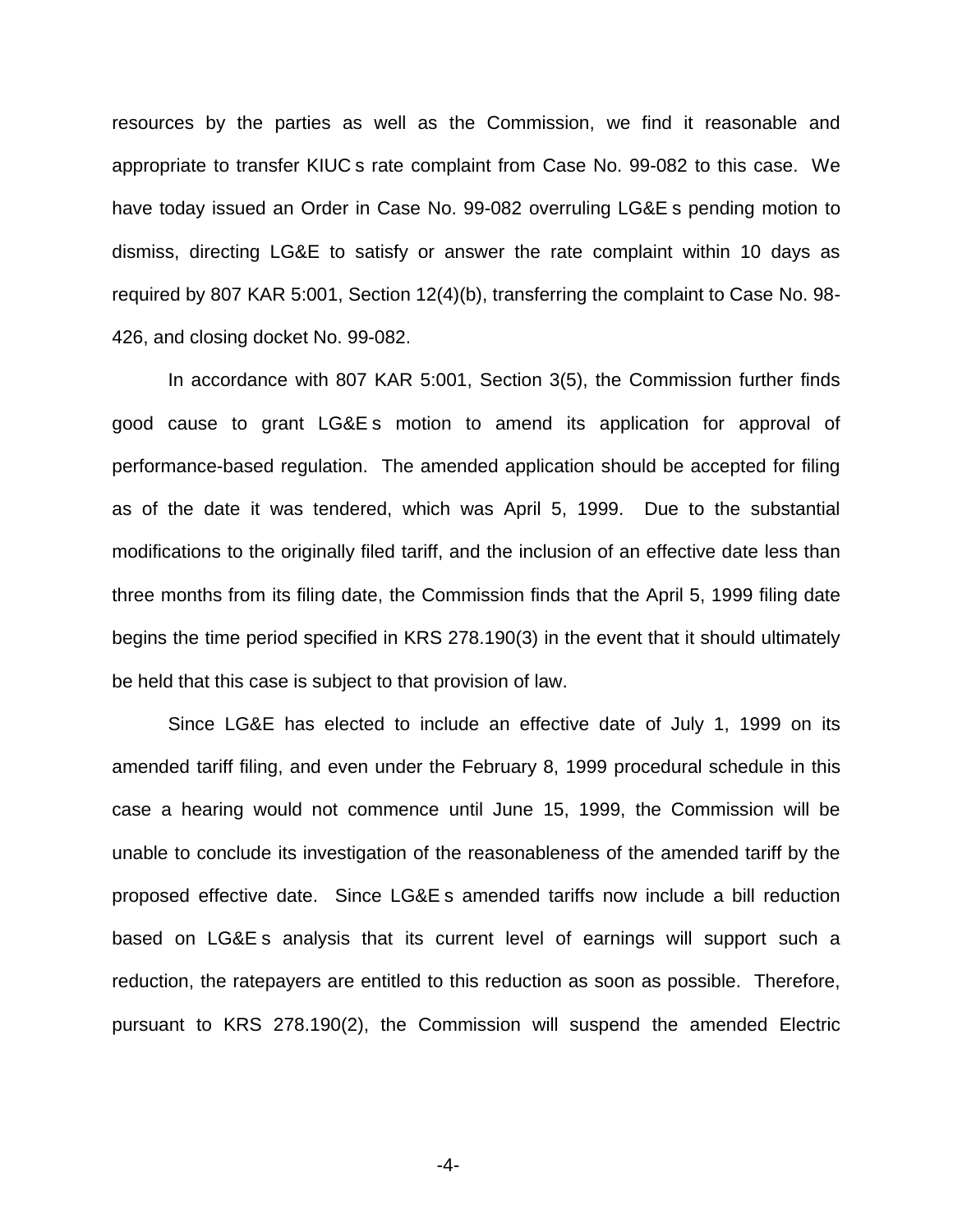resources by the parties as well as the Commission, we find it reasonable and appropriate to transfer KIUC s rate complaint from Case No. 99-082 to this case. We have today issued an Order in Case No. 99-082 overruling LG&E s pending motion to dismiss, directing LG&E to satisfy or answer the rate complaint within 10 days as required by 807 KAR 5:001, Section 12(4)(b), transferring the complaint to Case No. 98-426, and closing docket No. 99-082.

In accordance with 807 KAR 5:001, Section 3(5), the Commission further finds good cause to grant LG&E s motion to amend its application for approval of performance-based regulation. The amended application should be accepted for filing as of the date it was tendered, which was April 5, 1999. Due to the substantial modifications to the originally filed tariff, and the inclusion of an effective date less than three months from its filing date, the Commission finds that the April 5, 1999 filing date begins the time period specified in KRS 278.190(3) in the event that it should ultimately be held that this case is subject to that provision of law.

Since LG&E has elected to include an effective date of July 1, 1999 on its amended tariff filing, and even under the February 8, 1999 procedural schedule in this case a hearing would not commence until June 15, 1999, the Commission will be unable to conclude its investigation of the reasonableness of the amended tariff by the proposed effective date. Since LG&E s amended tariffs now include a bill reduction based on LG&E s analysis that its current level of earnings will support such a reduction, the ratepayers are entitled to this reduction as soon as possible. Therefore, pursuant to KRS 278.190(2), the Commission will suspend the amended Electric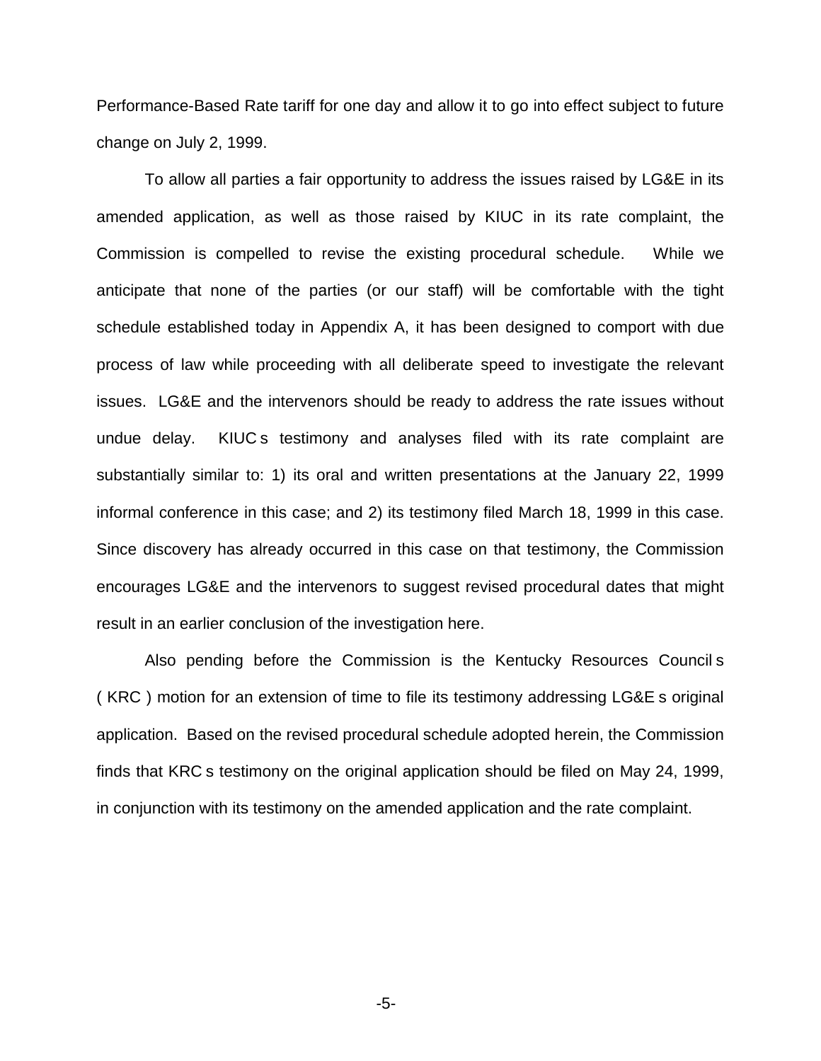Performance-Based Rate tariff for one day and allow it to go into effect subject to future change on July 2, 1999.

To allow all parties a fair opportunity to address the issues raised by LG&E in its amended application, as well as those raised by KIUC in its rate complaint, the Commission is compelled to revise the existing procedural schedule. While we anticipate that none of the parties (or our staff) will be comfortable with the tight schedule established today in Appendix A, it has been designed to comport with due process of law while proceeding with all deliberate speed to investigate the relevant issues. LG&E and the intervenors should be ready to address the rate issues without undue delay. KIUC s testimony and analyses filed with its rate complaint are substantially similar to: 1) its oral and written presentations at the January 22, 1999 informal conference in this case; and 2) its testimony filed March 18, 1999 in this case. Since discovery has already occurred in this case on that testimony, the Commission encourages LG&E and the intervenors to suggest revised procedural dates that might result in an earlier conclusion of the investigation here.

Also pending before the Commission is the Kentucky Resources Council s ( KRC ) motion for an extension of time to file its testimony addressing LG&E s original application. Based on the revised procedural schedule adopted herein, the Commission finds that KRC s testimony on the original application should be filed on May 24, 1999, in conjunction with its testimony on the amended application and the rate complaint.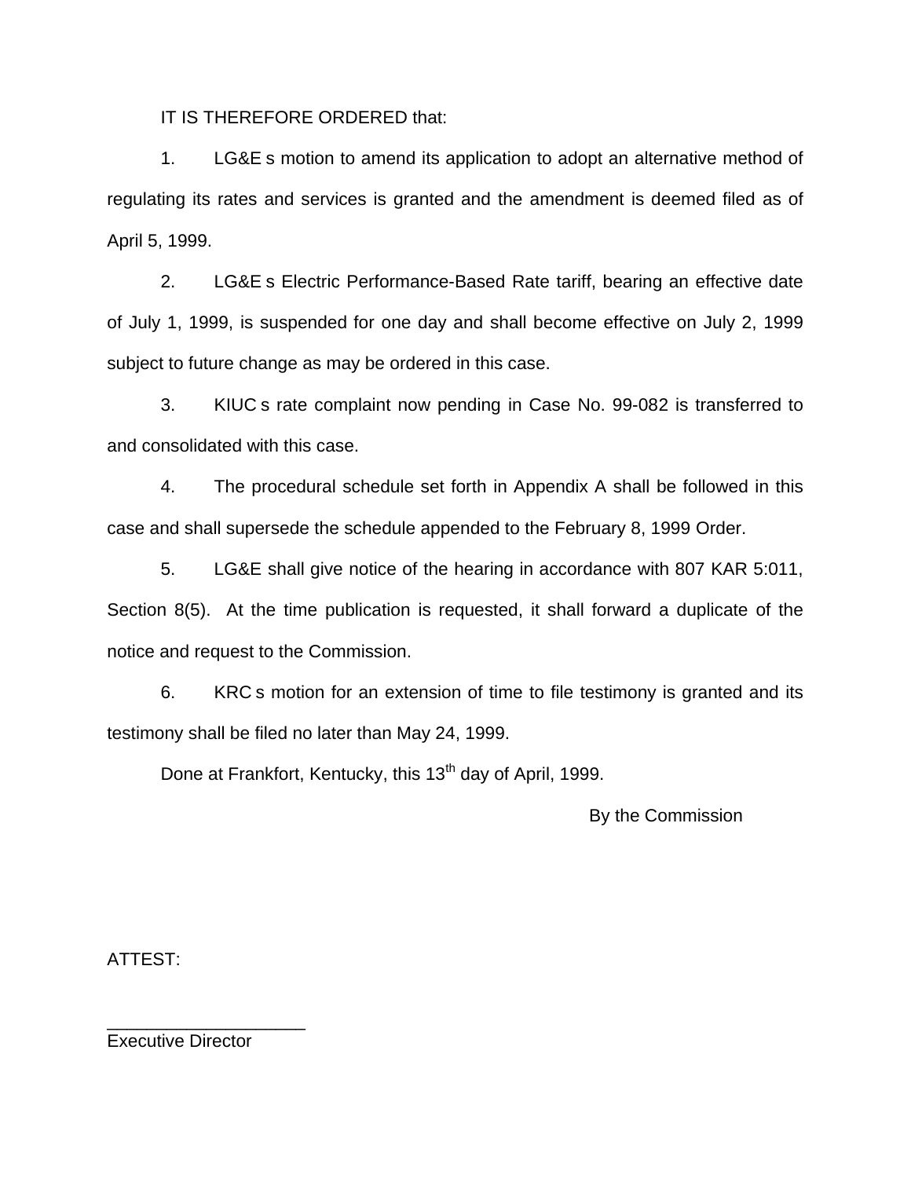IT IS THEREFORE ORDERED that:

1. LG&E s motion to amend its application to adopt an alternative method of regulating its rates and services is granted and the amendment is deemed filed as of April 5, 1999.

2. LG&E s Electric Performance-Based Rate tariff, bearing an effective date of July 1, 1999, is suspended for one day and shall become effective on July 2, 1999 subject to future change as may be ordered in this case.

3. KIUC s rate complaint now pending in Case No. 99-082 is transferred to and consolidated with this case.

4. The procedural schedule set forth in Appendix A shall be followed in this case and shall supersede the schedule appended to the February 8, 1999 Order.

5. LG&E shall give notice of the hearing in accordance with 807 KAR 5:011, Section 8(5). At the time publication is requested, it shall forward a duplicate of the notice and request to the Commission.

6. KRC s motion for an extension of time to file testimony is granted and its testimony shall be filed no later than May 24, 1999.

Done at Frankfort, Kentucky, this 13th day of April, 1999.

By the Commission

ATTEST:

____________________
Executive Director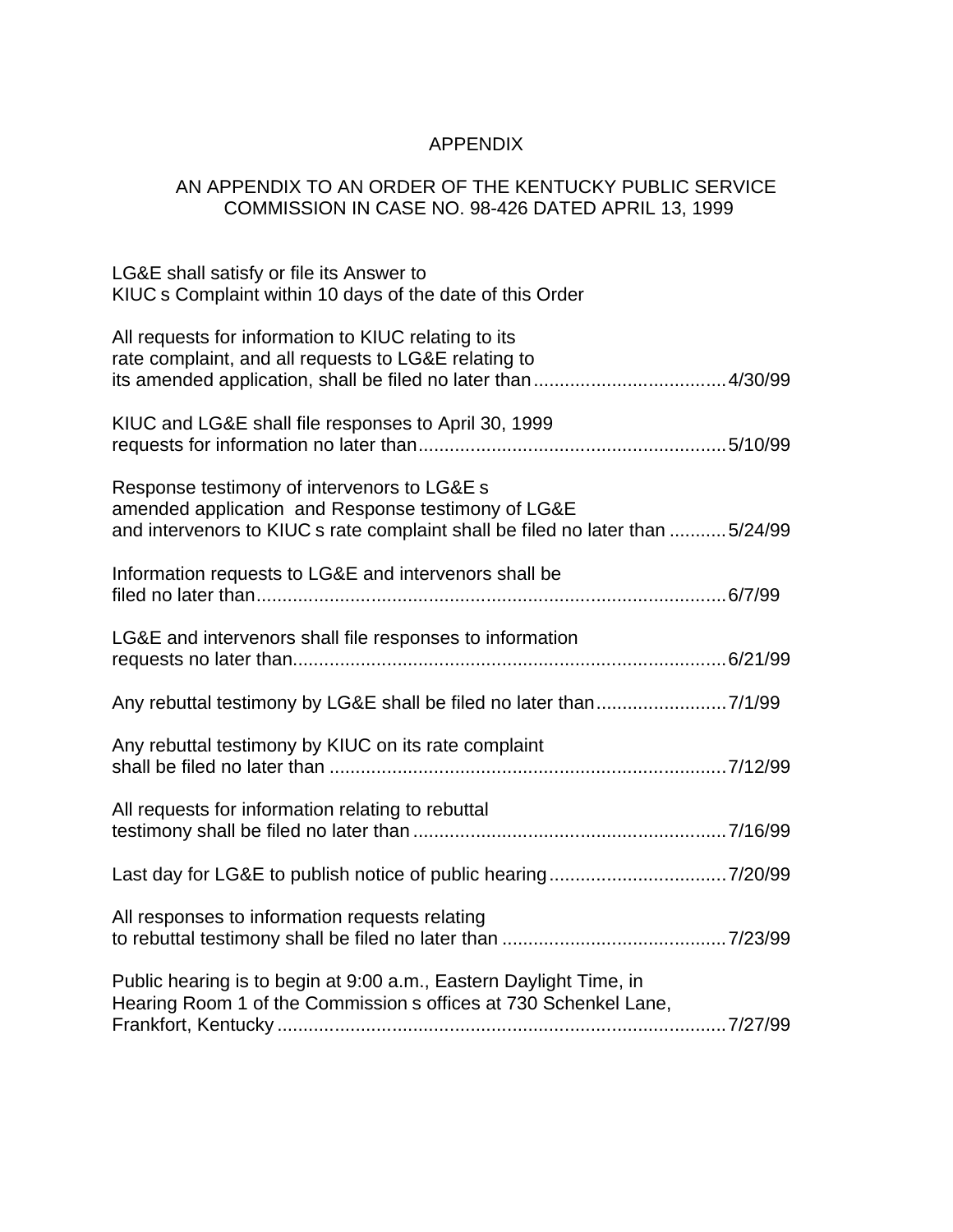APPENDIX

AN APPENDIX TO AN ORDER OF THE KENTUCKY PUBLIC SERVICE COMMISSION IN CASE NO. 98-426 DATED APRIL 13, 1999

LG&E shall satisfy or file its Answer to KIUC s Complaint within 10 days of the date of this Order

All requests for information to KIUC relating to its rate complaint, and all requests to LG&E relating to its amended application, shall be filed no later than.....................................4/30/99

KIUC and LG&E shall file responses to April 30, 1999 requests for information no later than..........................................................5/10/99

Response testimony of intervenors to LG&E s amended application and Response testimony of LG&E and intervenors to KIUC s rate complaint shall be filed no later than ...........5/24/99

Information requests to LG&E and intervenors shall be filed no later than.........................................................................................6/7/99

LG&E and intervenors shall file responses to information requests no later than..................................................................................6/21/99

Any rebuttal testimony by LG&E shall be filed no later than.........................7/1/99

Any rebuttal testimony by KIUC on its rate complaint shall be filed no later than ...........................................................................7/12/99

All requests for information relating to rebuttal testimony shall be filed no later than ............................................................7/16/99

Last day for LG&E to publish notice of public hearing..................................7/20/99

All responses to information requests relating to rebuttal testimony shall be filed no later than ...........................................7/23/99

Public hearing is to begin at 9:00 a.m., Eastern Daylight Time, in Hearing Room 1 of the Commission s offices at 730 Schenkel Lane, Frankfort, Kentucky ......................................................................................7/27/99